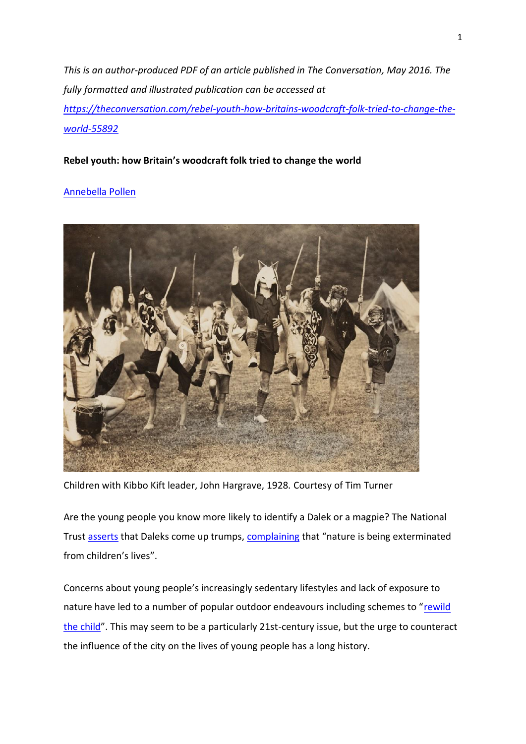*This is an author-produced PDF of an article published in The Conversation, May 2016. The fully formatted and illustrated publication can be accessed at [https://theconversation.com/rebel-youth-how-britains-woodcraft-folk-tried-to-change-the-world-55892](https://theconversation.com/rebel-youth-how-britains-woodcraft-folk-tried-to-change-the-world-55892)*

**Rebel youth: how Britain's woodcraft folk tried to change the world**

Annebella Pollen

Children with Kibbo Kift leader, John Hargrave, 1928. Courtesy of Tim Turner

Are the young people you know more likely to identify a Dalek or a magpie? The National Trust asserts that Daleks come up trumps, complaining that "nature is being exterminated from children's lives".

Concerns about young people's increasingly sedentary lifestyles and lack of exposure to nature have led to a number of popular outdoor endeavours including schemes to "rewild the child". This may seem to be a particularly 21st-century issue, but the urge to counteract the influence of the city on the lives of young people has a long history.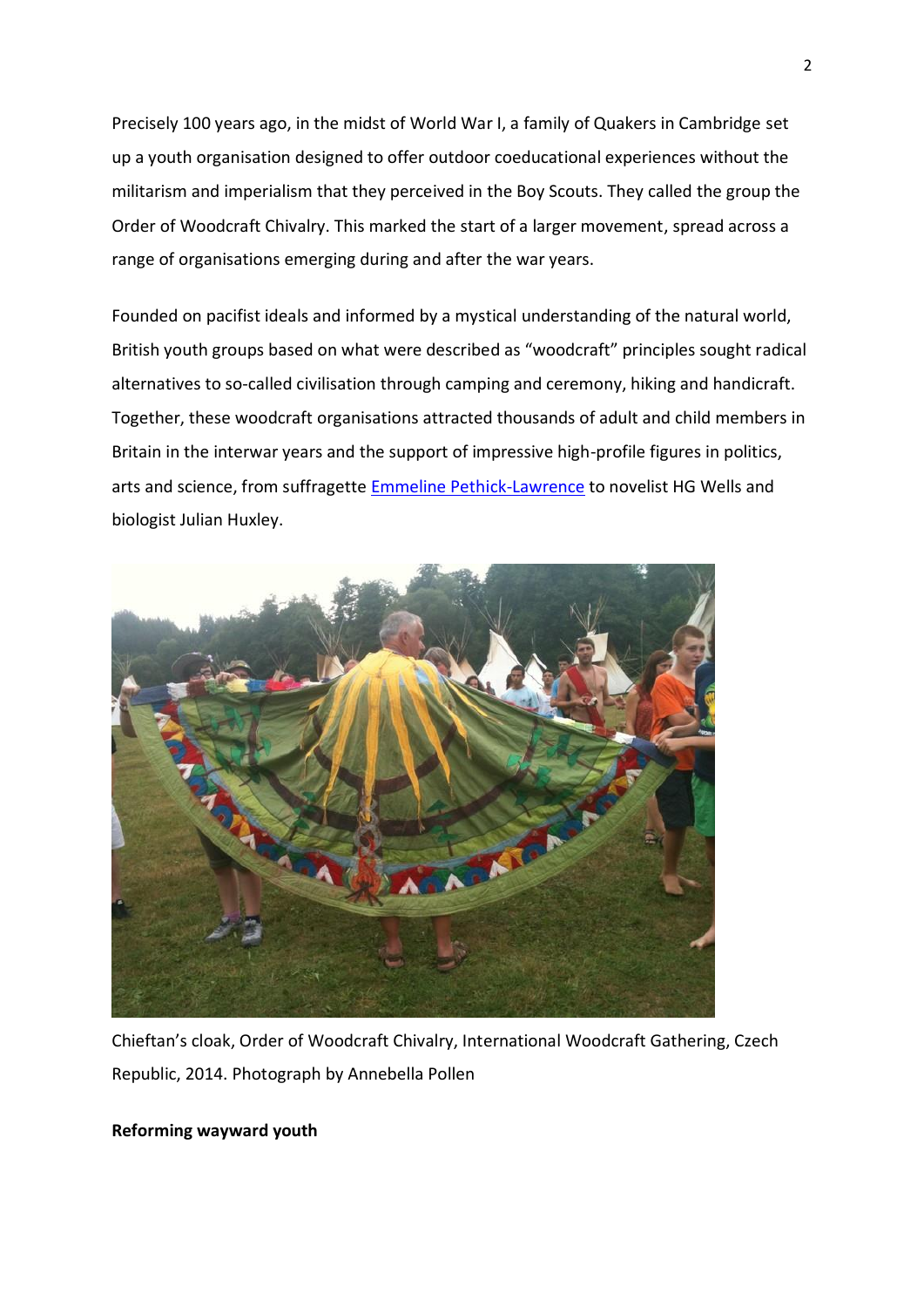Precisely 100 years ago, in the midst of World War I, a family of Quakers in Cambridge set up a youth organisation designed to offer outdoor coeducational experiences without the militarism and imperialism that they perceived in the Boy Scouts. They called the group the Order of Woodcraft Chivalry. This marked the start of a larger movement, spread across a range of organisations emerging during and after the war years.

Founded on pacifist ideals and informed by a mystical understanding of the natural world, British youth groups based on what were described as "woodcraft" principles sought radical alternatives to so-called civilisation through camping and ceremony, hiking and handicraft. Together, these woodcraft organisations attracted thousands of adult and child members in Britain in the interwar years and the support of impressive high-profile figures in politics, arts and science, from suffragette Emmeline Pethick-Lawrence to novelist HG Wells and biologist Julian Huxley.

Chieftan's cloak, Order of Woodcraft Chivalry, International Woodcraft Gathering, Czech Republic, 2014. Photograph by Annebella Pollen

**Reforming wayward youth**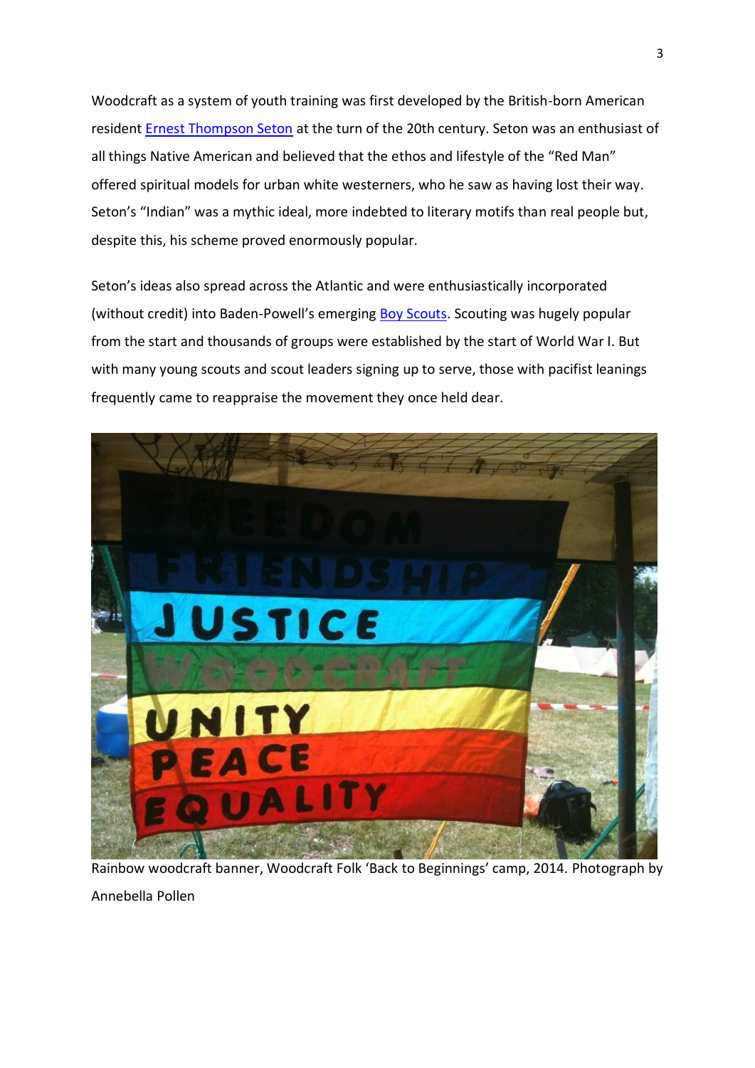Woodcraft as a system of youth training was first developed by the British-born American resident Ernest Thompson Seton at the turn of the 20th century. Seton was an enthusiast of all things Native American and believed that the ethos and lifestyle of the "Red Man" offered spiritual models for urban white westerners, who he saw as having lost their way. Seton's "Indian" was a mythic ideal, more indebted to literary motifs than real people but, despite this, his scheme proved enormously popular.

Seton's ideas also spread across the Atlantic and were enthusiastically incorporated (without credit) into Baden-Powell's emerging Boy Scouts. Scouting was hugely popular from the start and thousands of groups were established by the start of World War I. But with many young scouts and scout leaders signing up to serve, those with pacifist leanings frequently came to reappraise the movement they once held dear.

Rainbow woodcraft banner, Woodcraft Folk 'Back to Beginnings' camp, 2014. Photograph by Annebella Pollen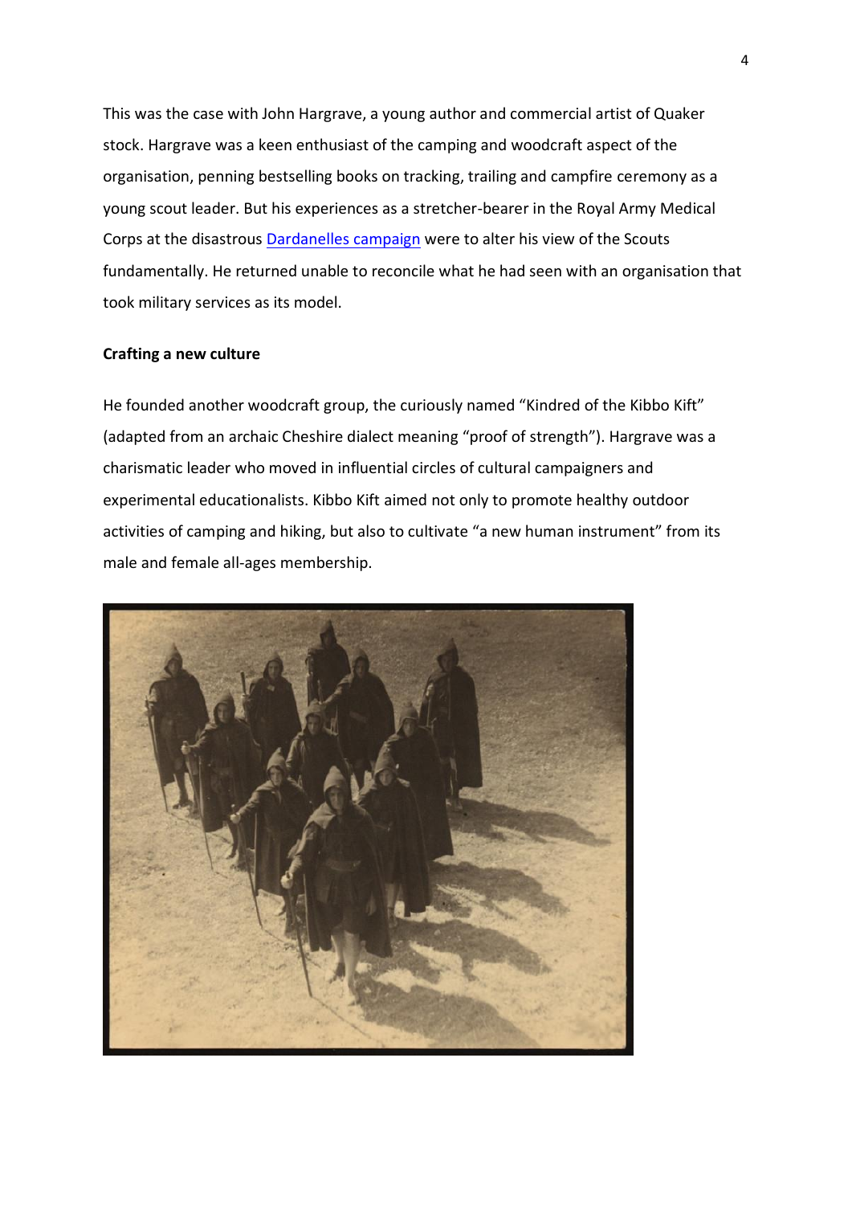This was the case with John Hargrave, a young author and commercial artist of Quaker stock. Hargrave was a keen enthusiast of the camping and woodcraft aspect of the organisation, penning bestselling books on tracking, trailing and campfire ceremony as a young scout leader. But his experiences as a stretcher-bearer in the Royal Army Medical Corps at the disastrous Dardanelles campaign were to alter his view of the Scouts fundamentally. He returned unable to reconcile what he had seen with an organisation that took military services as its model.

**Crafting a new culture**

He founded another woodcraft group, the curiously named "Kindred of the Kibbo Kift" (adapted from an archaic Cheshire dialect meaning "proof of strength"). Hargrave was a charismatic leader who moved in influential circles of cultural campaigners and experimental educationalists. Kibbo Kift aimed not only to promote healthy outdoor activities of camping and hiking, but also to cultivate "a new human instrument" from its male and female all-ages membership.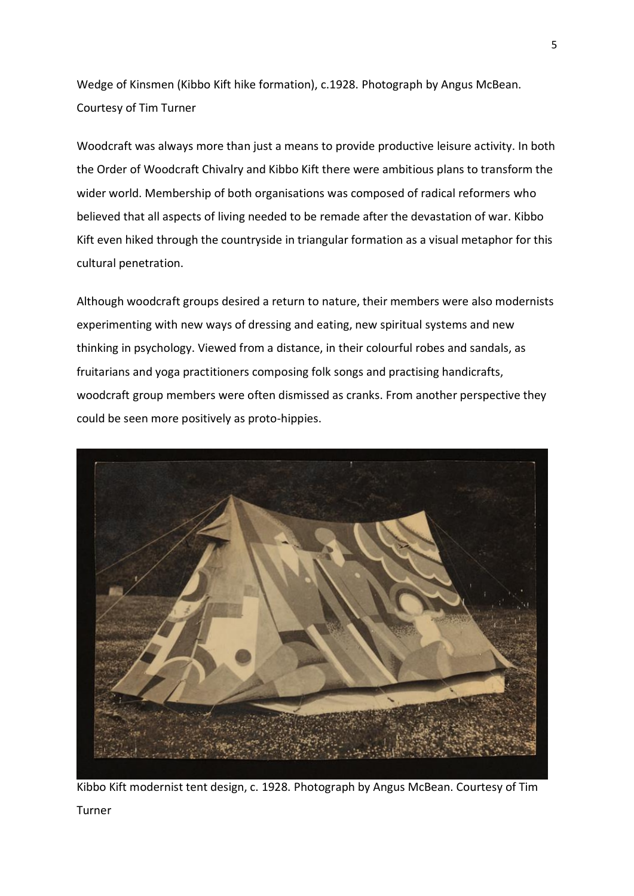Wedge of Kinsmen (Kibbo Kift hike formation), c.1928. Photograph by Angus McBean. Courtesy of Tim Turner

Woodcraft was always more than just a means to provide productive leisure activity. In both the Order of Woodcraft Chivalry and Kibbo Kift there were ambitious plans to transform the wider world. Membership of both organisations was composed of radical reformers who believed that all aspects of living needed to be remade after the devastation of war. Kibbo Kift even hiked through the countryside in triangular formation as a visual metaphor for this cultural penetration.

Although woodcraft groups desired a return to nature, their members were also modernists experimenting with new ways of dressing and eating, new spiritual systems and new thinking in psychology. Viewed from a distance, in their colourful robes and sandals, as fruitarians and yoga practitioners composing folk songs and practising handicrafts, woodcraft group members were often dismissed as cranks. From another perspective they could be seen more positively as proto-hippies.

Kibbo Kift modernist tent design, c. 1928. Photograph by Angus McBean. Courtesy of Tim Turner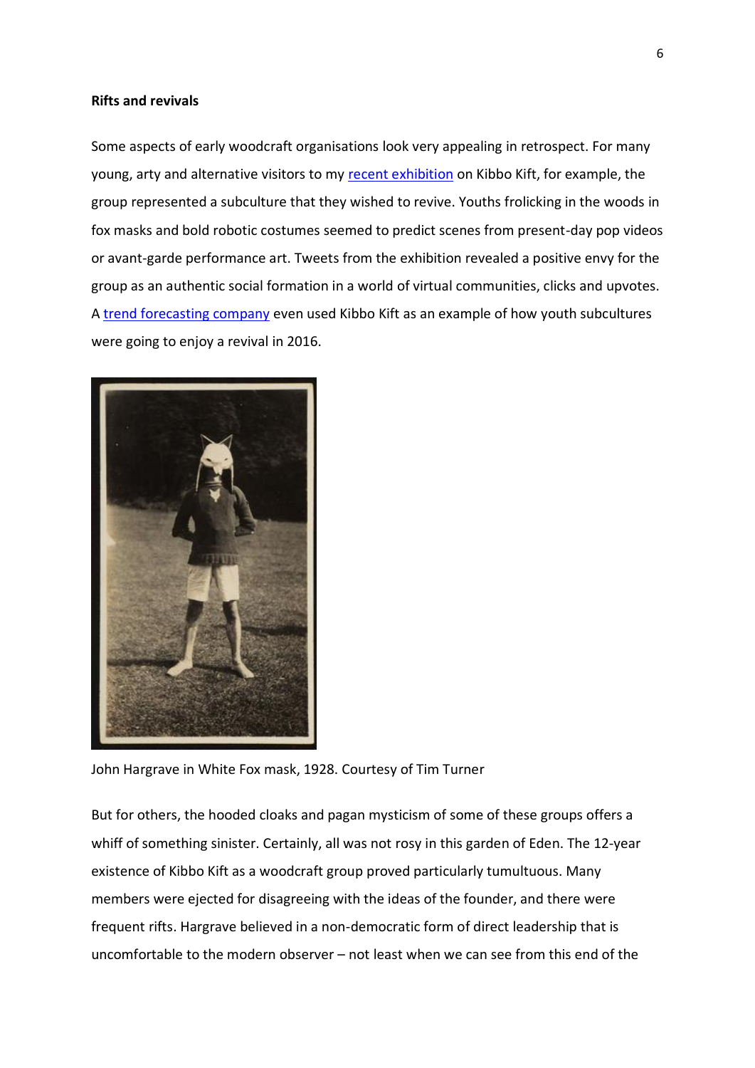**Rifts and revivals**

Some aspects of early woodcraft organisations look very appealing in retrospect. For many young, arty and alternative visitors to my [recent exhibition] on Kibbo Kift, for example, the group represented a subculture that they wished to revive. Youths frolicking in the woods in fox masks and bold robotic costumes seemed to predict scenes from present-day pop videos or avant-garde performance art. Tweets from the exhibition revealed a positive envy for the group as an authentic social formation in a world of virtual communities, clicks and upvotes. A [trend forecasting company] even used Kibbo Kift as an example of how youth subcultures were going to enjoy a revival in 2016.

John Hargrave in White Fox mask, 1928. Courtesy of Tim Turner

But for others, the hooded cloaks and pagan mysticism of some of these groups offers a whiff of something sinister. Certainly, all was not rosy in this garden of Eden. The 12-year existence of Kibbo Kift as a woodcraft group proved particularly tumultuous. Many members were ejected for disagreeing with the ideas of the founder, and there were frequent rifts. Hargrave believed in a non-democratic form of direct leadership that is uncomfortable to the modern observer – not least when we can see from this end of the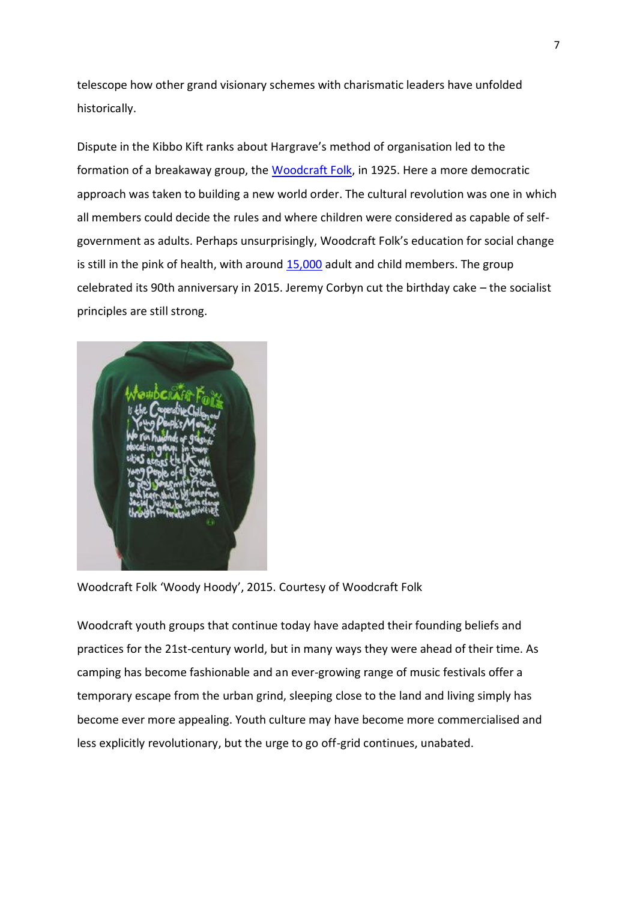telescope how other grand visionary schemes with charismatic leaders have unfolded historically.

Dispute in the Kibbo Kift ranks about Hargrave's method of organisation led to the formation of a breakaway group, the Woodcraft Folk, in 1925. Here a more democratic approach was taken to building a new world order. The cultural revolution was one in which all members could decide the rules and where children were considered as capable of self-government as adults. Perhaps unsurprisingly, Woodcraft Folk's education for social change is still in the pink of health, with around 15,000 adult and child members. The group celebrated its 90th anniversary in 2015. Jeremy Corbyn cut the birthday cake – the socialist principles are still strong.

Woodcraft Folk 'Woody Hoody', 2015. Courtesy of Woodcraft Folk

Woodcraft youth groups that continue today have adapted their founding beliefs and practices for the 21st-century world, but in many ways they were ahead of their time. As camping has become fashionable and an ever-growing range of music festivals offer a temporary escape from the urban grind, sleeping close to the land and living simply has become ever more appealing. Youth culture may have become more commercialised and less explicitly revolutionary, but the urge to go off-grid continues, unabated.